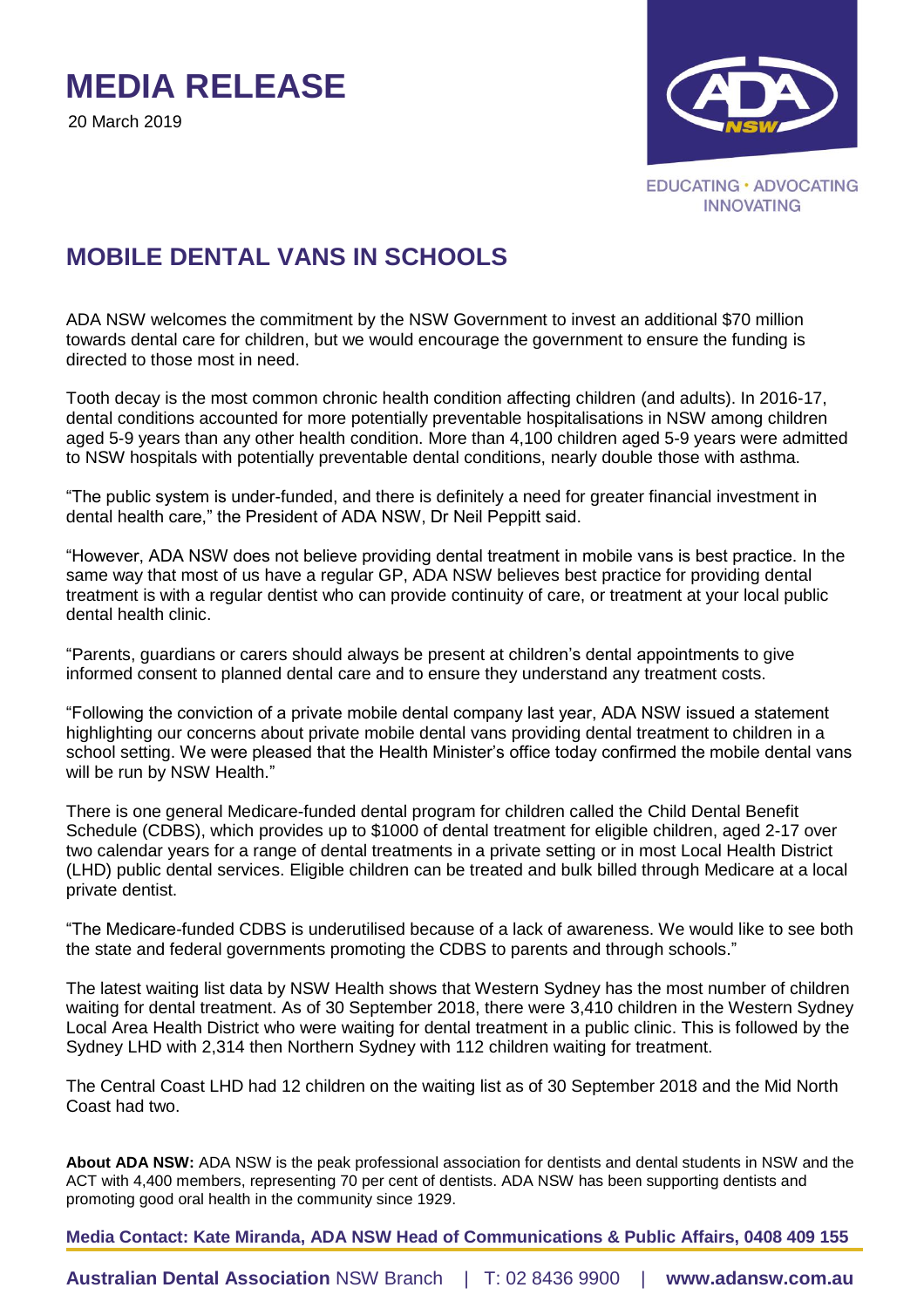# MEDIA RELEASE

20 March 2019

EDUCATING · ADVOCATING INNOVATING

## MOBILE DENTAL VANS IN SCHOOLS

ADA NSW welcomes the commitment by the NSW Government to invest an additional $70 million towards dental care for children, but we would encourage the government to ensure the funding is directed to those most in need.

Tooth decay is the most common chronic health condition affecting children (and adults). In 2016-17, dental conditions accounted for more potentially preventable hospitalisations in NSW among children aged 5-9 years than any other health condition. More than 4,100 children aged 5-9 years were admitted to NSW hospitals with potentially preventable dental conditions, nearly double those with asthma.

"The public system is under-funded, and there is definitely a need for greater financial investment in dental health care," the President of ADA NSW, Dr Neil Peppitt said.

"However, ADA NSW does not believe providing dental treatment in mobile vans is best practice. In the same way that most of us have a regular GP, ADA NSW believes best practice for providing dental treatment is with a regular dentist who can provide continuity of care, or treatment at your local public dental health clinic.

"Parents, guardians or carers should always be present at children's dental appointments to give informed consent to planned dental care and to ensure they understand any treatment costs.

"Following the conviction of a private mobile dental company last year, ADA NSW issued a statement highlighting our concerns about private mobile dental vans providing dental treatment to children in a school setting. We were pleased that the Health Minister's office today confirmed the mobile dental vans will be run by NSW Health."

There is one general Medicare-funded dental program for children called the Child Dental Benefit Schedule (CDBS), which provides up to $1000 of dental treatment for eligible children, aged 2-17 over two calendar years for a range of dental treatments in a private setting or in most Local Health District (LHD) public dental services. Eligible children can be treated and bulk billed through Medicare at a local private dentist.

"The Medicare-funded CDBS is underutilised because of a lack of awareness. We would like to see both the state and federal governments promoting the CDBS to parents and through schools."

The latest waiting list data by NSW Health shows that Western Sydney has the most number of children waiting for dental treatment. As of 30 September 2018, there were 3,410 children in the Western Sydney Local Area Health District who were waiting for dental treatment in a public clinic. This is followed by the Sydney LHD with 2,314 then Northern Sydney with 112 children waiting for treatment.

The Central Coast LHD had 12 children on the waiting list as of 30 September 2018 and the Mid North Coast had two.

**About ADA NSW:** ADA NSW is the peak professional association for dentists and dental students in NSW and the ACT with 4,400 members, representing 70 per cent of dentists. ADA NSW has been supporting dentists and promoting good oral health in the community since 1929.

**Media Contact: Kate Miranda, ADA NSW Head of Communications & Public Affairs, 0408 409 155**

**Australian Dental Association** NSW Branch | T: 02 8436 9900 | **www.adansw.com.au**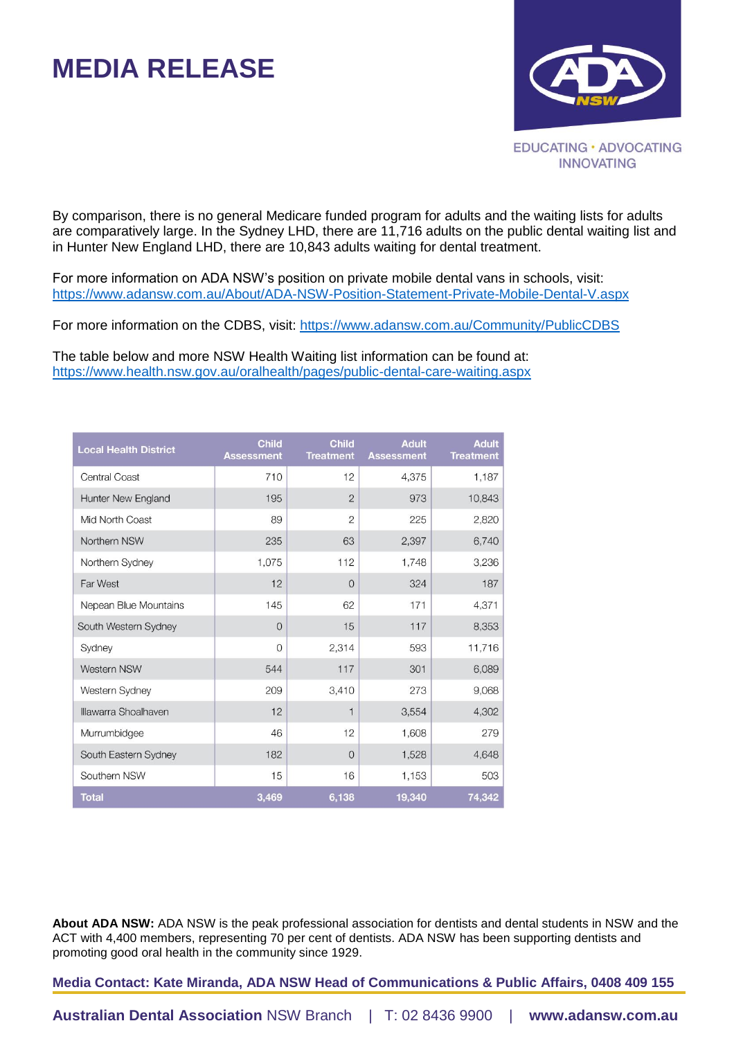# MEDIA RELEASE

EDUCATING · ADVOCATING
INNOVATING

By comparison, there is no general Medicare funded program for adults and the waiting lists for adults are comparatively large. In the Sydney LHD, there are 11,716 adults on the public dental waiting list and in Hunter New England LHD, there are 10,843 adults waiting for dental treatment.

For more information on ADA NSW's position on private mobile dental vans in schools, visit: https://www.adansw.com.au/About/ADA-NSW-Position-Statement-Private-Mobile-Dental-V.aspx

For more information on the CDBS, visit: https://www.adansw.com.au/Community/PublicCDBS

The table below and more NSW Health Waiting list information can be found at: https://www.health.nsw.gov.au/oralhealth/pages/public-dental-care-waiting.aspx

| Local Health District | Child Assessment | Child Treatment | Adult Assessment | Adult Treatment |
|---|---|---|---|---|
| Central Coast | 710 | 12 | 4,375 | 1,187 |
| Hunter New England | 195 | 2 | 973 | 10,843 |
| Mid North Coast | 89 | 2 | 225 | 2,820 |
| Northern NSW | 235 | 63 | 2,397 | 6,740 |
| Northern Sydney | 1,075 | 112 | 1,748 | 3,236 |
| Far West | 12 | 0 | 324 | 187 |
| Nepean Blue Mountains | 145 | 62 | 171 | 4,371 |
| South Western Sydney | 0 | 15 | 117 | 8,353 |
| Sydney | 0 | 2,314 | 593 | 11,716 |
| Western NSW | 544 | 117 | 301 | 6,089 |
| Western Sydney | 209 | 3,410 | 273 | 9,068 |
| Illawarra Shoalhaven | 12 | 1 | 3,554 | 4,302 |
| Murrumbidgee | 46 | 12 | 1,608 | 279 |
| South Eastern Sydney | 182 | 0 | 1,528 | 4,648 |
| Southern NSW | 15 | 16 | 1,153 | 503 |
| **Total** | **3,469** | **6,138** | **19,340** | **74,342** |

**About ADA NSW:** ADA NSW is the peak professional association for dentists and dental students in NSW and the ACT with 4,400 members, representing 70 per cent of dentists. ADA NSW has been supporting dentists and promoting good oral health in the community since 1929.

**Media Contact: Kate Miranda, ADA NSW Head of Communications & Public Affairs, 0408 409 155**

**Australian Dental Association** NSW Branch | T: 02 8436 9900 | **www.adansw.com.au**